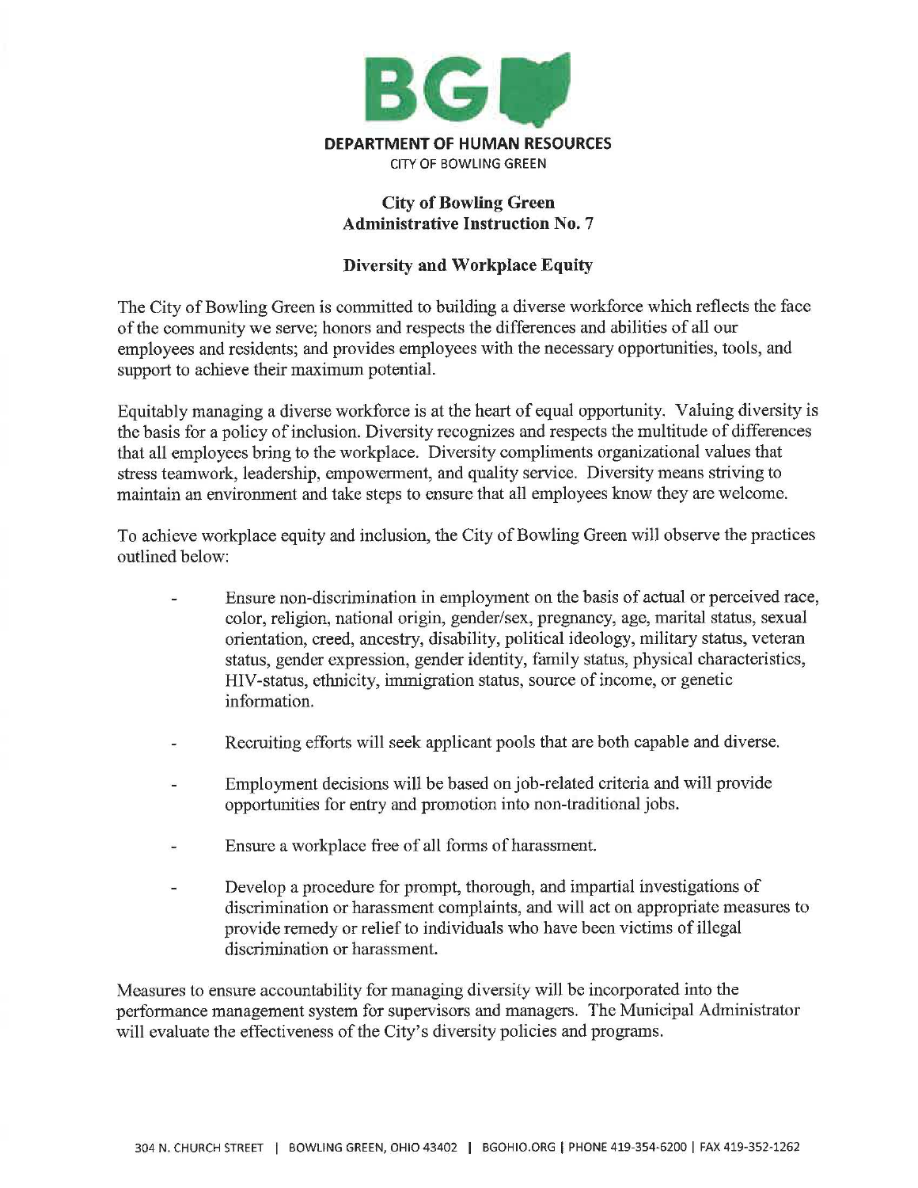**BG**

**DEPARTMENT OF HUMAN RESOURCES**
CITY OF BOWLING GREEN

# City of Bowling Green Administrative Instruction No. 7

## Diversity and Workplace Equity

The City of Bowling Green is committed to building a diverse workforce which reflects the face of the community we serve; honors and respects the differences and abilities of all our employees and residents; and provides employees with the necessary opportunities, tools, and support to achieve their maximum potential.

Equitably managing a diverse workforce is at the heart of equal opportunity. Valuing diversity is the basis for a policy of inclusion. Diversity recognizes and respects the multitude of differences that all employees bring to the workplace. Diversity compliments organizational values that stress teamwork, leadership, empowerment, and quality service. Diversity means striving to maintain an environment and take steps to ensure that all employees know they are welcome.

To achieve workplace equity and inclusion, the City of Bowling Green will observe the practices outlined below:

- Ensure non-discrimination in employment on the basis of actual or perceived race, color, religion, national origin, gender/sex, pregnancy, age, marital status, sexual orientation, creed, ancestry, disability, political ideology, military status, veteran status, gender expression, gender identity, family status, physical characteristics, HIV-status, ethnicity, immigration status, source of income, or genetic information.
- Recruiting efforts will seek applicant pools that are both capable and diverse.
- Employment decisions will be based on job-related criteria and will provide opportunities for entry and promotion into non-traditional jobs.
- Ensure a workplace free of all forms of harassment.
- Develop a procedure for prompt, thorough, and impartial investigations of discrimination or harassment complaints, and will act on appropriate measures to provide remedy or relief to individuals who have been victims of illegal discrimination or harassment.

Measures to ensure accountability for managing diversity will be incorporated into the performance management system for supervisors and managers. The Municipal Administrator will evaluate the effectiveness of the City's diversity policies and programs.

304 N. CHURCH STREET | BOWLING GREEN, OHIO 43402 | BGOHIO.ORG | PHONE 419-354-6200 | FAX 419-352-1262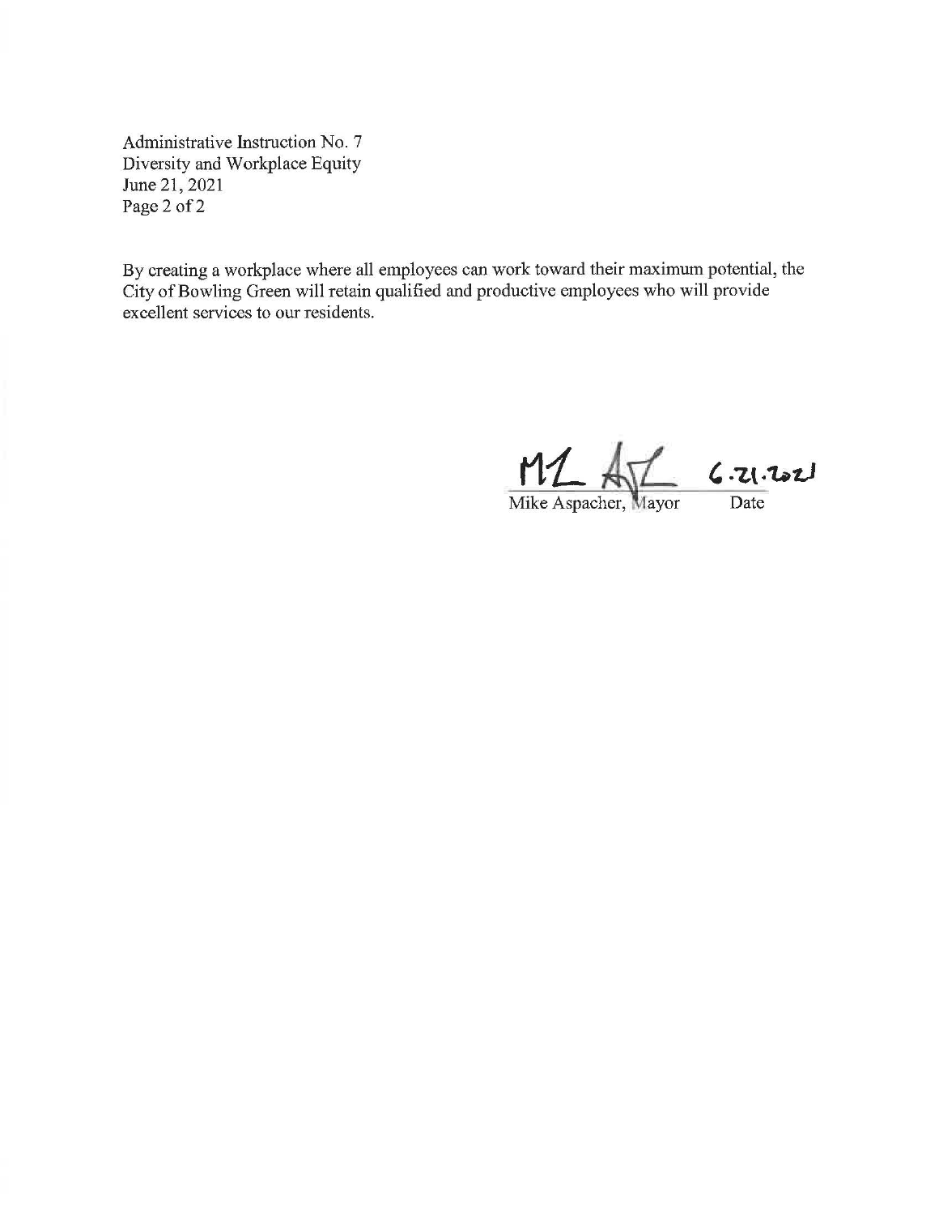By creating a workplace where all employees can work toward their maximum potential, the City of Bowling Green will retain qualified and productive employees who will provide excellent services to our residents.

6.21.2021

Mike Aspacher, Mayor     Date